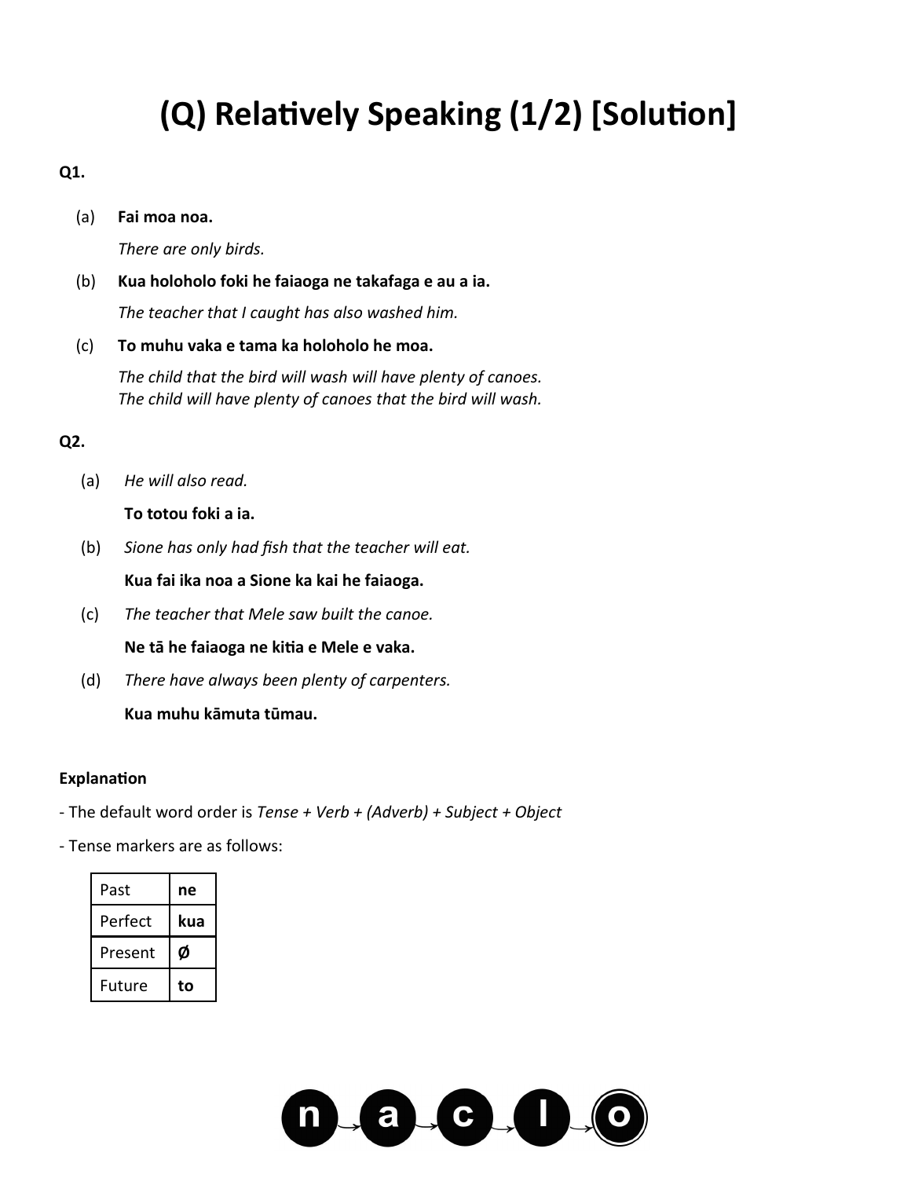# (Q) Relatively Speaking (1/2) [Solution]

**Q1.**

(a) **Fai moa noa.**

*There are only birds.*

(b) **Kua holoholo foki he faiaoga ne takafaga e au a ia.**

*The teacher that I caught has also washed him.*

(c) **To muhu vaka e tama ka holoholo he moa.**

*The child that the bird will wash will have plenty of canoes.*
*The child will have plenty of canoes that the bird will wash.*

**Q2.**

(a) *He will also read.*

**To totou foki a ia.**

(b) *Sione has only had fish that the teacher will eat.*

**Kua fai ika noa a Sione ka kai he faiaoga.**

(c) *The teacher that Mele saw built the canoe.*

**Ne tā he faiaoga ne kitia e Mele e vaka.**

(d) *There have always been plenty of carpenters.*

**Kua muhu kāmuta tūmau.**

**Explanation**

- The default word order is *Tense + Verb + (Adverb) + Subject + Object*

- Tense markers are as follows:

| Past | **ne** |
|---|---|
| Perfect | **kua** |
| Present | **Ø** |
| Future | **to** |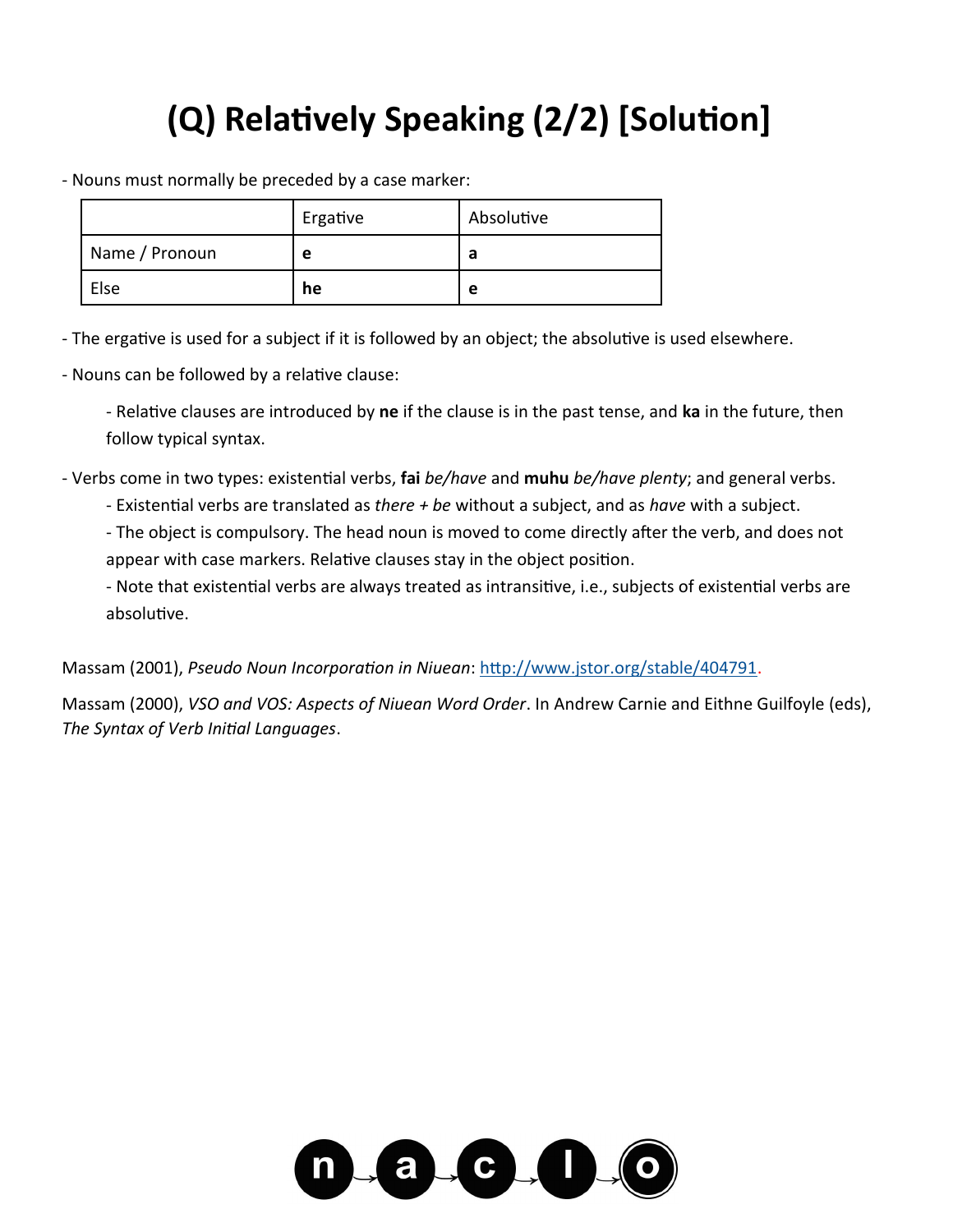# (Q) Relatively Speaking (2/2) [Solution]

- Nouns must normally be preceded by a case marker:

| | Ergative | Absolutive |
|---|---|---|
| Name / Pronoun | **e** | **a** |
| Else | **he** | **e** |

- The ergative is used for a subject if it is followed by an object; the absolutive is used elsewhere.

- Nouns can be followed by a relative clause:

  - Relative clauses are introduced by **ne** if the clause is in the past tense, and **ka** in the future, then follow typical syntax.

- Verbs come in two types: existential verbs, **fai** *be/have* and **muhu** *be/have plenty*; and general verbs.
  - Existential verbs are translated as *there + be* without a subject, and as *have* with a subject.
  - The object is compulsory. The head noun is moved to come directly after the verb, and does not appear with case markers. Relative clauses stay in the object position.
  - Note that existential verbs are always treated as intransitive, i.e., subjects of existential verbs are absolutive.

Massam (2001), *Pseudo Noun Incorporation in Niuean*: http://www.jstor.org/stable/404791.

Massam (2000), *VSO and VOS: Aspects of Niuean Word Order*. In Andrew Carnie and Eithne Guilfoyle (eds), *The Syntax of Verb Initial Languages*.